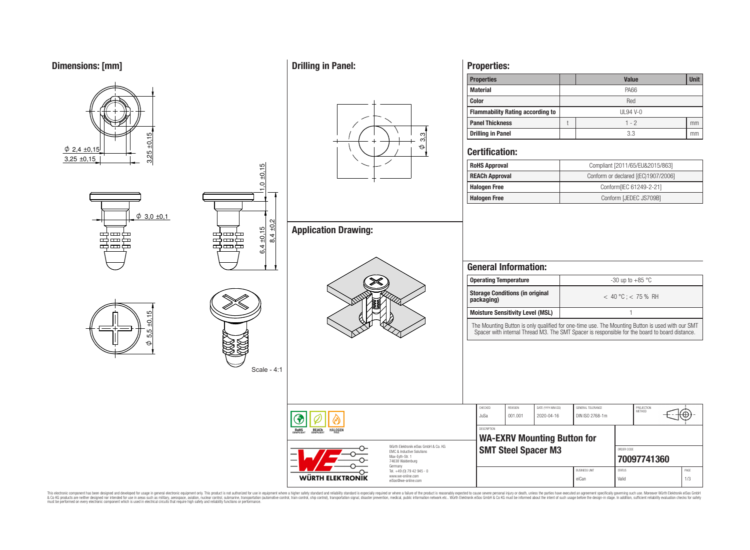## Dimensions: [mm]

Ø 2,4 ±0,15

3,25 ±0,15

3,25 ±0,15

1,0 ±0,15

Ø 3,0 ±0,1

6,4 ±0,15

8,4 ±0,2

Ø 5,5 ±0,15

Scale - 4:1

## Drilling in Panel:

Ø 3,3

## Application Drawing:

## Properties:

| Properties | | Value | Unit |
|---|---|---|---|
| Material | | PA66 | |
| Color | | Red | |
| Flammability Rating according to | | UL94 V-0 | |
| Panel Thickness | t | 1 - 2 | mm |
| Drilling in Panel | | 3.3 | mm |

## Certification:

| | |
|---|---|
| RoHS Approval | Compliant [2011/65/EU&2015/863] |
| REACh Approval | Conform or declared [(EC)1907/2006] |
| Halogen Free | Conform[IEC 61249-2-21] |
| Halogen Free | Conform [JEDEC JS709B] |

## General Information:

| | |
|---|---|
| Operating Temperature | -30 up to +85 °C |
| Storage Conditions (in original packaging) | < 40 °C ; < 75 % RH |
| Moisture Sensitivity Level (MSL) | 1 |

The Mounting Button is only qualified for one-time use. The Mounting Button is used with our SMT Spacer with internal Thread M3. The SMT Spacer is responsible for the board to board distance.

| CHECKED | REVISION | DATE (YYYY-MM-DD) | GENERAL TOLERANCE | PROJECTION METHOD |
|---|---|---|---|---|
| JuSa | 001.001 | 2020-04-16 | DIN ISO 2768-1m | |

DESCRIPTION

**WA-EXRV Mounting Button for SMT Steel Spacer M3**

ORDER CODE **70097741360**

BUSINESS UNIT: eiCan | STATUS: Valid | PAGE: 1/3

Würth Elektronik eiSos GmbH & Co. KG
EMC & Inductive Solutions
Max-Eyth-Str. 1
74638 Waldenburg
Germany
Tel. +49 (0) 79 42 945 - 0
www.we-online.com
eiSos@we-online.com

WÜRTH ELEKTRONIK

This electronic component has been designed and developed for usage in general electronic equipment only. This product is not authorized for use in equipment where a higher safety standard and reliability standard is especially required or where a failure of the product is reasonably expected to cause severe personal injury or death, unless the parties have executed an agreement specifically governing such use. Moreover Würth Elektronik eiSos GmbH & Co KG products are neither designed nor intended for use in areas such as military, aerospace, aviation, nuclear control, submarine, transportation (automotive control, train control, ship control), transportation signal, disaster prevention, medical, public information network etc.. Würth Elektronik eiSos GmbH & Co KG must be informed about the intent of such usage before the design-in stage. In addition, sufficient reliability evaluation checks for safety must be performed on every electronic component which is used in electrical circuits that require high safety and reliability functions or performance.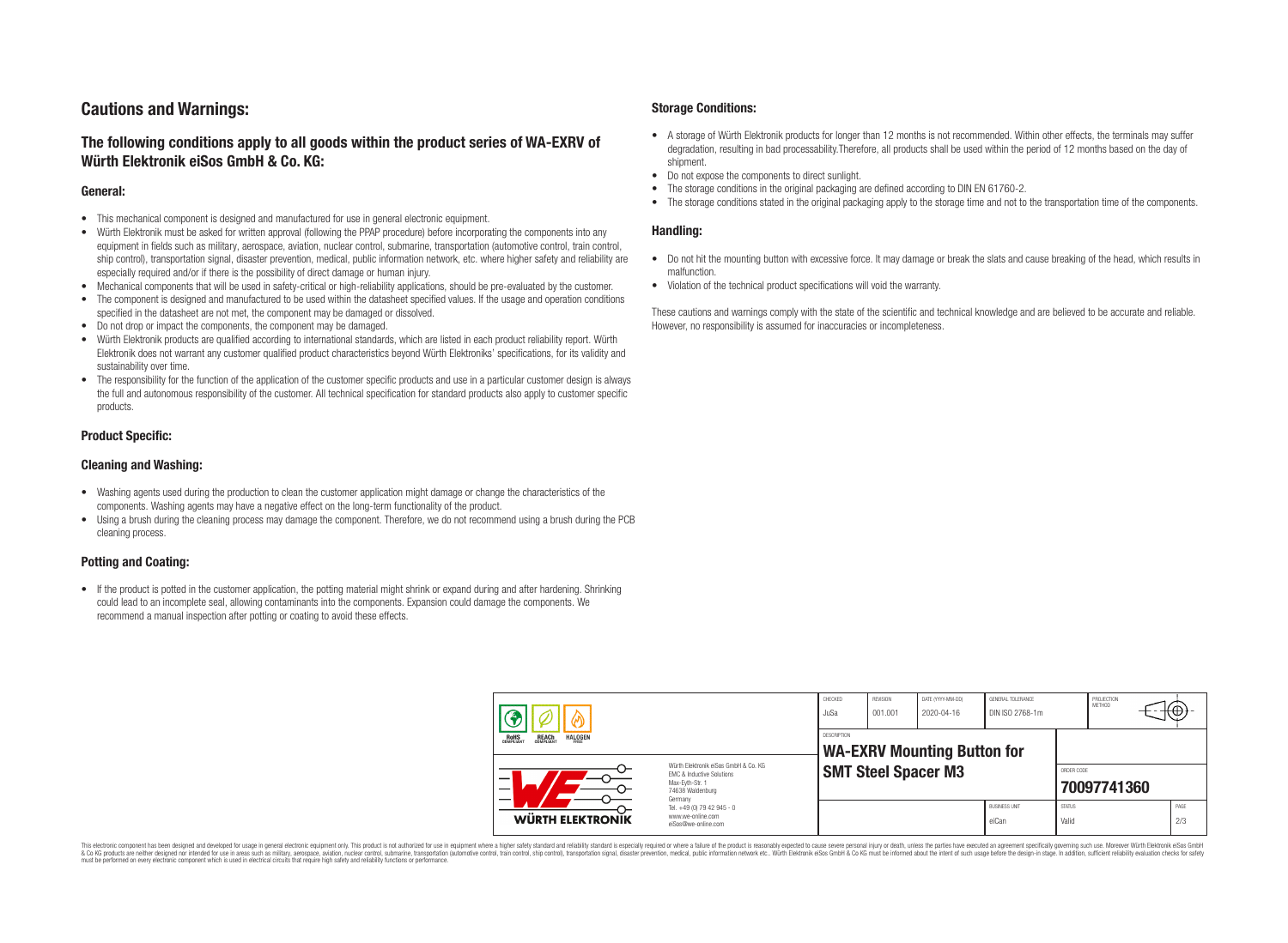# Cautions and Warnings:

## The following conditions apply to all goods within the product series of WA-EXRV of Würth Elektronik eiSos GmbH & Co. KG:

### General:

- This mechanical component is designed and manufactured for use in general electronic equipment.
- Würth Elektronik must be asked for written approval (following the PPAP procedure) before incorporating the components into any equipment in fields such as military, aerospace, aviation, nuclear control, submarine, transportation (automotive control, train control, ship control), transportation signal, disaster prevention, medical, public information network, etc. where higher safety and reliability are especially required and/or if there is the possibility of direct damage or human injury.
- Mechanical components that will be used in safety-critical or high-reliability applications, should be pre-evaluated by the customer.
- The component is designed and manufactured to be used within the datasheet specified values. If the usage and operation conditions specified in the datasheet are not met, the component may be damaged or dissolved.
- Do not drop or impact the components, the component may be damaged.
- Würth Elektronik products are qualified according to international standards, which are listed in each product reliability report. Würth Elektronik does not warrant any customer qualified product characteristics beyond Würth Elektroniks' specifications, for its validity and sustainability over time.
- The responsibility for the function of the application of the customer specific products and use in a particular customer design is always the full and autonomous responsibility of the customer. All technical specification for standard products also apply to customer specific products.

### Product Specific:

### Cleaning and Washing:

- Washing agents used during the production to clean the customer application might damage or change the characteristics of the components. Washing agents may have a negative effect on the long-term functionality of the product.
- Using a brush during the cleaning process may damage the component. Therefore, we do not recommend using a brush during the PCB cleaning process.

### Potting and Coating:

- If the product is potted in the customer application, the potting material might shrink or expand during and after hardening. Shrinking could lead to an incomplete seal, allowing contaminants into the components. Expansion could damage the components. We recommend a manual inspection after potting or coating to avoid these effects.

### Storage Conditions:

- A storage of Würth Elektronik products for longer than 12 months is not recommended. Within other effects, the terminals may suffer degradation, resulting in bad processability.Therefore, all products shall be used within the period of 12 months based on the day of shipment.
- Do not expose the components to direct sunlight.
- The storage conditions in the original packaging are defined according to DIN EN 61760-2.
- The storage conditions stated in the original packaging apply to the storage time and not to the transportation time of the components.

### Handling:

- Do not hit the mounting button with excessive force. It may damage or break the slats and cause breaking of the head, which results in malfunction.
- Violation of the technical product specifications will void the warranty.

These cautions and warnings comply with the state of the scientific and technical knowledge and are believed to be accurate and reliable. However, no responsibility is assumed for inaccuracies or incompleteness.

| CHECKED | REVISION | DATE (YYYY-MM-DD) | GENERAL TOLERANCE | PROJECTION METHOD |
| --- | --- | --- | --- | --- |
| JuSa | 001.001 | 2020-04-16 | DIN ISO 2768-1m | |

DESCRIPTION: **WA-EXRV Mounting Button for SMT Steel Spacer M3**

ORDER CODE: **70097741360**

| BUSINESS UNIT | STATUS | PAGE |
| --- | --- | --- |
| eiCan | Valid | 2/3 |

Würth Elektronik eiSos GmbH & Co. KG
EMC & Inductive Solutions
Max-Eyth-Str. 1
74638 Waldenburg
Germany
Tel. +49 (0) 79 42 945 - 0
www.we-online.com
eiSos@we-online.com

This electronic component has been designed and developed for usage in general electronic equipment only. This product is not authorized for use in equipment where a higher safety standard and reliability standard is especially required or where a failure of the product is reasonably expected to cause severe personal injury or death, unless the parties have executed an agreement specifically governing such use. Moreover Würth Elektronik eiSos GmbH & Co KG products are neither designed nor intended for use in areas such as military, aerospace, aviation, nuclear control, submarine, transportation (automotive control, train control, ship control), transportation signal, disaster prevention, medical, public information network etc.. Würth Elektronik eiSos GmbH & Co KG must be informed about the intent of such usage before the design-in stage. In addition, sufficient reliability evaluation checks for safety must be performed on every electronic component which is used in electrical circuits that require high safety and reliability functions or performance.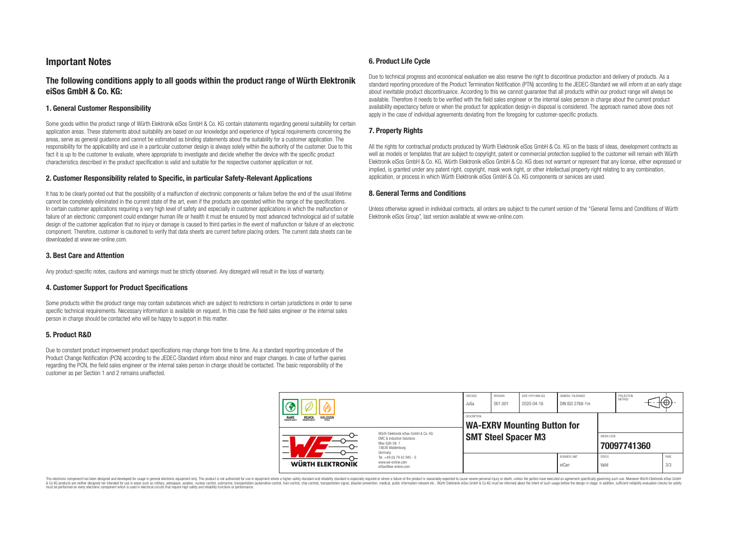# Important Notes

## The following conditions apply to all goods within the product range of Würth Elektronik eiSos GmbH & Co. KG:

### 1. General Customer Responsibility

Some goods within the product range of Würth Elektronik eiSos GmbH & Co. KG contain statements regarding general suitability for certain application areas. These statements about suitability are based on our knowledge and experience of typical requirements concerning the areas, serve as general guidance and cannot be estimated as binding statements about the suitability for a customer application. The responsibility for the applicability and use in a particular customer design is always solely within the authority of the customer. Due to this fact it is up to the customer to evaluate, where appropriate to investigate and decide whether the device with the specific product characteristics described in the product specification is valid and suitable for the respective customer application or not.

### 2. Customer Responsibility related to Specific, in particular Safety-Relevant Applications

It has to be clearly pointed out that the possibility of a malfunction of electronic components or failure before the end of the usual lifetime cannot be completely eliminated in the current state of the art, even if the products are operated within the range of the specifications. In certain customer applications requiring a very high level of safety and especially in customer applications in which the malfunction or failure of an electronic component could endanger human life or health it must be ensured by most advanced technological aid of suitable design of the customer application that no injury or damage is caused to third parties in the event of malfunction or failure of an electronic component. Therefore, customer is cautioned to verify that data sheets are current before placing orders. The current data sheets can be downloaded at www.we-online.com.

### 3. Best Care and Attention

Any product-specific notes, cautions and warnings must be strictly observed. Any disregard will result in the loss of warranty.

### 4. Customer Support for Product Specifications

Some products within the product range may contain substances which are subject to restrictions in certain jurisdictions in order to serve specific technical requirements. Necessary information is available on request. In this case the field sales engineer or the internal sales person in charge should be contacted who will be happy to support in this matter.

### 5. Product R&D

Due to constant product improvement product specifications may change from time to time. As a standard reporting procedure of the Product Change Notification (PCN) according to the JEDEC-Standard inform about minor and major changes. In case of further queries regarding the PCN, the field sales engineer or the internal sales person in charge should be contacted. The basic responsibility of the customer as per Section 1 and 2 remains unaffected.

### 6. Product Life Cycle

Due to technical progress and economical evaluation we also reserve the right to discontinue production and delivery of products. As a standard reporting procedure of the Product Termination Notification (PTN) according to the JEDEC-Standard we will inform at an early stage about inevitable product discontinuance. According to this we cannot guarantee that all products within our product range will always be available. Therefore it needs to be verified with the field sales engineer or the internal sales person in charge about the current product availability expectancy before or when the product for application design-in disposal is considered. The approach named above does not apply in the case of individual agreements deviating from the foregoing for customer-specific products.

### 7. Property Rights

All the rights for contractual products produced by Würth Elektronik eiSos GmbH & Co. KG on the basis of ideas, development contracts as well as models or templates that are subject to copyright, patent or commercial protection supplied to the customer will remain with Würth Elektronik eiSos GmbH & Co. KG. Würth Elektronik eiSos GmbH & Co. KG does not warrant or represent that any license, either expressed or implied, is granted under any patent right, copyright, mask work right, or other intellectual property right relating to any combination, application, or process in which Würth Elektronik eiSos GmbH & Co. KG components or services are used.

### 8. General Terms and Conditions

Unless otherwise agreed in individual contracts, all orders are subject to the current version of the "General Terms and Conditions of Würth Elektronik eiSos Group", last version available at www.we-online.com.

| | | | | | | |
|---|---|---|---|---|---|---|
| RoHS COMPLIANT / REACh COMPLIANT / HALOGEN FREE | CHECKED JuSa | REVISION 001.001 | DATE (YYYY-MM-DD) 2020-04-16 | GENERAL TOLERANCE DIN ISO 2768-1m | | PROJECTION METHOD |
| | DESCRIPTION **WA-EXRV Mounting Button for SMT Steel Spacer M3** | | | | ORDER CODE **70097741360** | |
| WÜRTH ELEKTRONIK — Würth Elektronik eiSos GmbH & Co. KG, EMC & Inductive Solutions, Max-Eyth-Str. 1, 74638 Waldenburg, Germany, Tel. +49 (0) 79 42 945 - 0, www.we-online.com, eiSos@we-online.com | | | | BUSINESS UNIT eiCan | STATUS Valid | PAGE 3/3 |

This electronic component has been designed and developed for usage in general electronic equipment only. This product is not authorized for use in equipment where a higher safety standard and reliability standard is especially required or where a failure of the product is reasonably expected to cause severe personal injury or death, unless the parties have executed an agreement specifically governing such use. Moreover Würth Elektronik eiSos GmbH & Co KG products are neither designed nor intended for use in areas such as military, aerospace, aviation, nuclear control, submarine, transportation (automotive control, train control, ship control), transportation signal, disaster prevention, medical, public information network etc.. Würth Elektronik eiSos GmbH & Co KG must be informed about the intent of such usage before the design-in stage. In addition, sufficient reliability evaluation checks for safety must be performed on every electronic component which is used in electrical circuits that require high safety and reliability functions or performance.